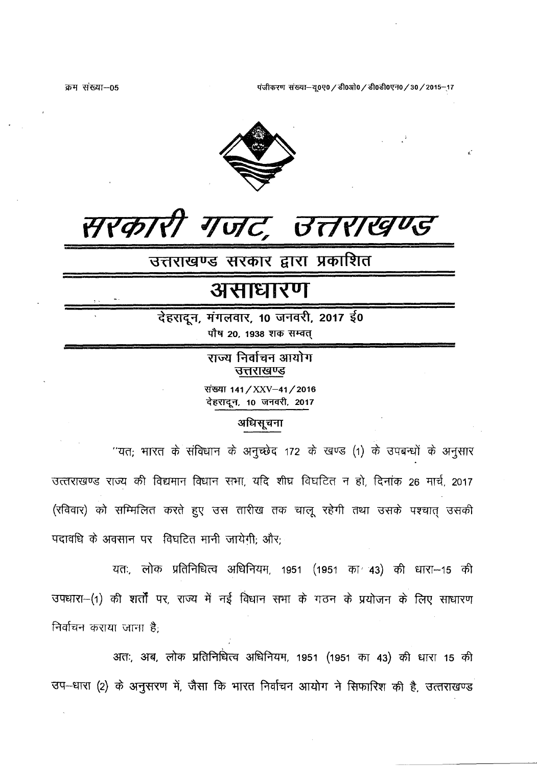क्रम संख्या–05

पंजीकरण संख्या–यू0ए0/डी0ओ0/डी0डी0एन0/30/2015–17

# सरकारी गजट, उत्तराखण्ड

## उत्तराखण्ड सरकार द्वारा प्रकाशित

# असाधारण

**देहरादून, मंगलवार, 10 जनवरी, 2017 ई0**

**पौष 20, 1938 शक सम्वत्**

### राज्य निर्वाचन आयोग
### उत्तराखण्ड

संख्या 141/XXV–41/2016

देहरादून, 10 जनवरी, 2017

### अधिसूचना

"यत; भारत के संविधान के अनुच्छेद 172 के खण्ड (1) के उपबन्धों के अनुसार उत्तराखण्ड राज्य की विद्यमान विधान सभा, यदि शीघ्र विघटित न हो, दिनांक 26 मार्च, 2017 (रविवार) को सम्मिलित करते हुए उस तारीख तक चालू रहेगी तथा उसके पश्चात् उसकी पदावधि के अवसान पर विघटित मानी जायेगी; और;

यतः, लोक प्रतिनिधित्व अधिनियम, 1951 (1951 का 43) की धारा–15 की उपधारा–(1) की शर्तों पर, राज्य में नई विधान सभा के गठन के प्रयोजन के लिए साधारण निर्वाचन कराया जाना है;

अतः, अब, लोक प्रतिनिधित्व अधिनियम, 1951 (1951 का 43) की धारा 15 की उप–धारा (2) के अनुसरण में, जैसा कि भारत निर्वाचन आयोग ने सिफारिश की है, उत्तराखण्ड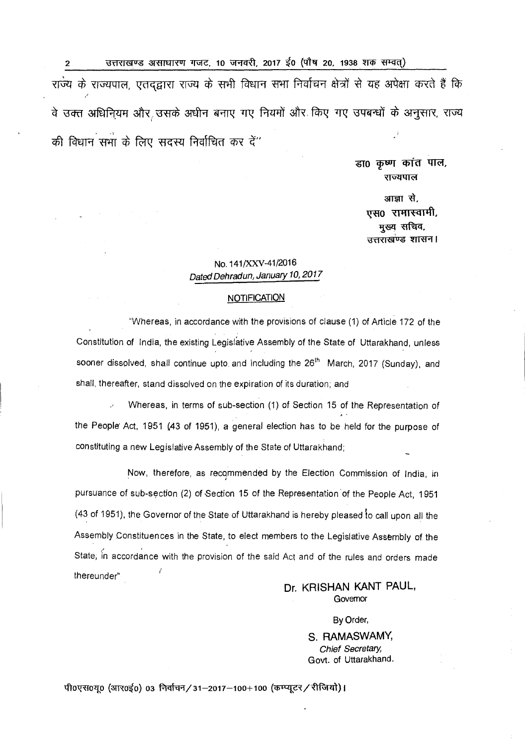राज्य के राज्यपाल, एतद्द्वारा राज्य के सभी विधान सभा निर्वाचन क्षेत्रों से यह अपेक्षा करते हैं कि वे उक्त अधिनियम और उसके अधीन बनाए गए नियमों और किए गए उपबन्धों के अनुसार, राज्य की विधान सभा के लिए सदस्य निर्वाचित कर दें"

डा० कृष्ण कांत पाल,
राज्यपाल

आज्ञा से,
एस० रामास्वामी,
मुख्य सचिव,
उत्तराखण्ड शासन।

No. 141/XXV-41/2016
*Dated Dehradun, January 10, 2017*

**NOTIFICATION**

"Whereas, in accordance with the provisions of clause (1) of Article 172 of the Constitution of India, the existing Legislative Assembly of the State of Uttarakhand, unless sooner dissolved, shall continue upto and including the 26th March, 2017 (Sunday), and shall, thereafter, stand dissolved on the expiration of its duration; and

Whereas, in terms of sub-section (1) of Section 15 of the Representation of the People Act, 1951 (43 of 1951), a general election has to be held for the purpose of constituting a new Legislative Assembly of the State of Uttarakhand;

Now, therefore, as recommended by the Election Commission of India, in pursuance of sub-section (2) of Section 15 of the Representation of the People Act, 1951 (43 of 1951), the Governor of the State of Uttarakhand is hereby pleased to call upon all the Assembly Constituencies in the State, to elect members to the Legislative Assembly of the State, in accordance with the provision of the said Act and of the rules and orders made thereunder"

Dr. KRISHAN KANT PAUL,
Governor

By Order,
S. RAMASWAMY,
*Chief Secretary,*
Govt. of Uttarakhand.

पी०एस०यू० (आर०ई०) 03 निर्वाचन/31–2017–100+100 (कम्प्यूटर/रीजियो)।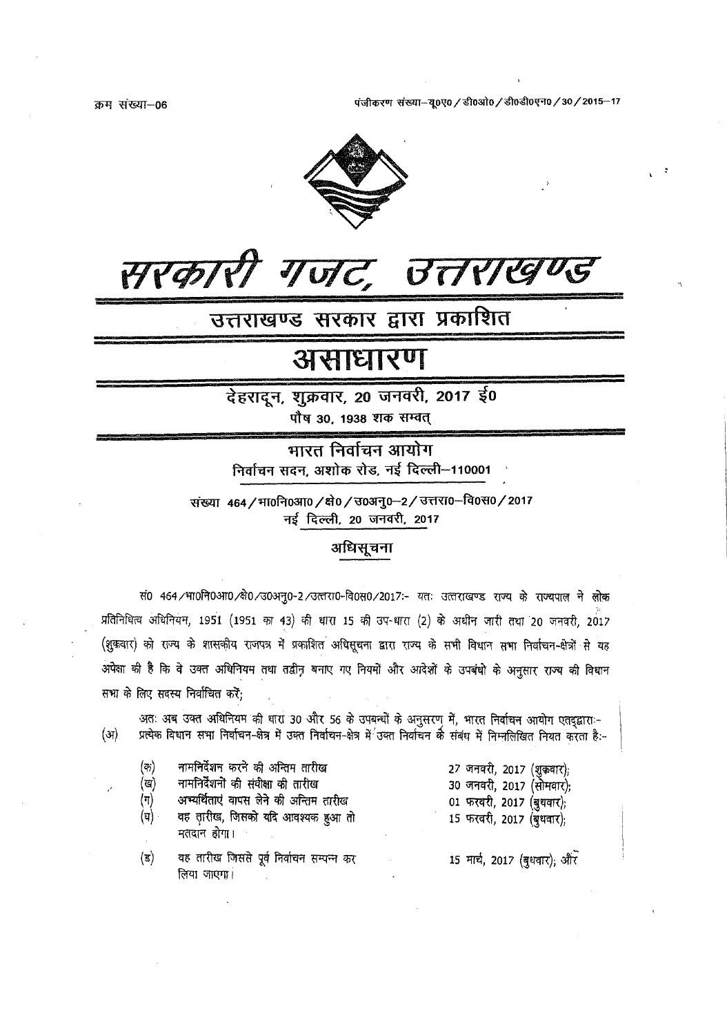क्रम संख्या–06

पंजीकरण संख्या–यू०ए० / डी०ओ० / डी०डी०एन० / 30 / 2015–17

# सरकारी गजट, उत्तराखण्ड

## उत्तराखण्ड सरकार द्वारा प्रकाशित

# असाधारण

**देहरादून, शुक्रवार, 20 जनवरी, 2017 ई०**

पौष 30, 1938 शक सम्वत्

### भारत निर्वाचन आयोग

निर्वाचन सदन, अशोक रोड, नई दिल्ली–110001

संख्या 464 / भा०नि०आ० / क्षे० / उ०अनु०–2 / उत्तरा०–वि०स० / 2017

नई दिल्ली, 20 जनवरी, 2017

### अधिसूचना

सं० 464/भा०नि०आ०/क्षे०/उ०अनु०-2/उत्तरा०-वि०स०/2017:- यतः उत्तराखण्ड राज्य के राज्यपाल ने लोक प्रतिनिधित्व अधिनियम, 1951 (1951 का 43) की धारा 15 की उप-धारा (2) के अधीन जारी तथा 20 जनवरी, 2017 (शुक्रवार) को राज्य के शासकीय राजपत्र में प्रकाशित अधिसूचना द्वारा राज्य के सभी विधान सभा निर्वाचन-क्षेत्रों से यह अपेक्षा की है कि वे उक्त अधिनियम तथा तद्धीन बनाए गए नियमों और आदेशों के उपबंधों के अनुसार राज्य की विधान सभा के लिए सदस्य निर्वाचित करें;

अतः अब उक्त अधिनियम की धारा 30 और 56 के उपबन्धों के अनुसरण में, भारत निर्वाचन आयोग एतद्द्वारा:-

(अ) प्रत्येक विधान सभा निर्वाचन-क्षेत्र में उक्त निर्वाचन-क्षेत्र में उक्त निर्वाचन के संबंध में निम्नलिखित नियत करता है:-

| | | |
|---|---|---|
| (क) | नामनिर्देशन करने की अन्तिम तारीख | 27 जनवरी, 2017 (शुक्रवार); |
| (ख) | नामनिर्देशनों की संवीक्षा की तारीख | 30 जनवरी, 2017 (सोमवार); |
| (ग) | अभ्यर्थिताएं वापस लेने की अन्तिम तारीख | 01 फरवरी, 2017 (बुधवार); |
| (घ) | वह तारीख, जिसको यदि आवश्यक हुआ तो मतदान होगा। | 15 फरवरी, 2017 (बुधवार); |
| (ङ) | वह तारीख जिससे पूर्व निर्वाचन सम्पन्न कर लिया जाएगा। | 15 मार्च, 2017 (बुधवार); और |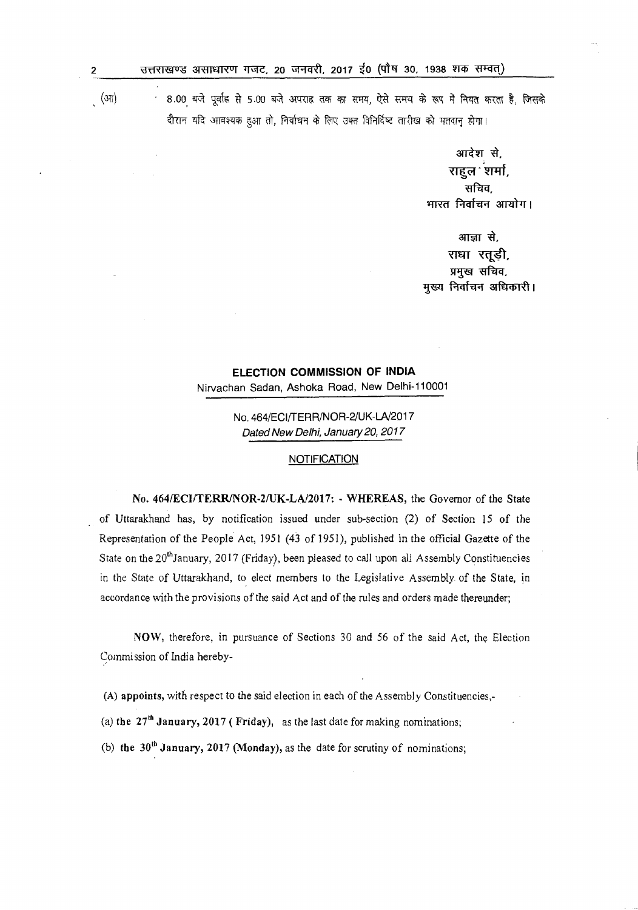(आ) 8.00 बजे पूर्वाह्न से 5.00 बजे अपराह्न तक का समय, ऐसे समय के रूप में नियत करता है, जिसके दौरान यदि आवश्यक हुआ तो, निर्वाचन के लिए उक्त विनिर्दिष्ट तारीख को मतदान होगा।

आदेश से,
राहुल शर्मा,
सचिव,
भारत निर्वाचन आयोग।

आज्ञा से,
राधा रतूड़ी,
प्रमुख सचिव,
मुख्य निर्वाचन अधिकारी।

**ELECTION COMMISSION OF INDIA**
Nirvachan Sadan, Ashoka Road, New Delhi-110001

No. 464/ECI/TERR/NOR-2/UK-LA/2017
*Dated New Delhi, January 20, 2017*

NOTIFICATION

**No. 464/ECI/TERR/NOR-2/UK-LA/2017: - WHEREAS,** the Governor of the State of Uttarakhand has, by notification issued under sub-section (2) of Section 15 of the Representation of the People Act, 1951 (43 of 1951), published in the official Gazette of the State on the 20th January, 2017 (Friday), been pleased to call upon all Assembly Constituencies in the State of Uttarakhand, to elect members to the Legislative Assembly of the State, in accordance with the provisions of the said Act and of the rules and orders made thereunder;

**NOW,** therefore, in pursuance of Sections 30 and 56 of the said Act, the Election Commission of India hereby-

(A) **appoints,** with respect to the said election in each of the Assembly Constituencies,-

(a) **the 27th January, 2017 ( Friday),** as the last date for making nominations;

(b) **the 30th January, 2017 (Monday),** as the date for scrutiny of nominations;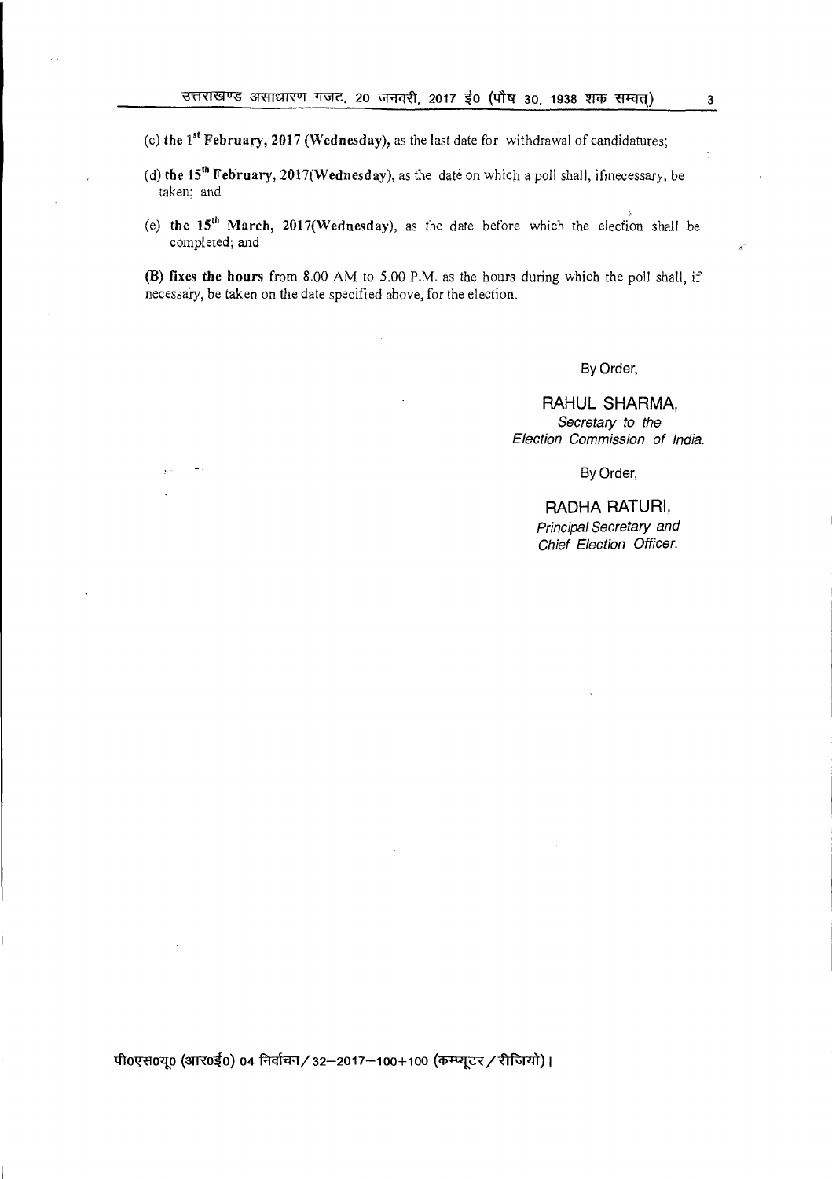(c) **the 1st February, 2017 (Wednesday),** as the last date for withdrawal of candidatures;

(d) **the 15th February, 2017(Wednesday),** as the date on which a poll shall, ifnecessary, be taken; and

(e) **the 15th March, 2017(Wednesday),** as the date before which the election shall be completed; and

**(B) fixes the hours** from 8.00 AM to 5.00 P.M. as the hours during which the poll shall, if necessary, be taken on the date specified above, for the election.

By Order,

RAHUL SHARMA,
*Secretary to the*
*Election Commission of India.*

By Order,

RADHA RATURI,
*Principal Secretary and*
*Chief Election Officer.*

पी०एस०यू० (आर०ई०) 04 निर्वाचन/32–2017–100+100 (कम्प्यूटर/रीजियो)।